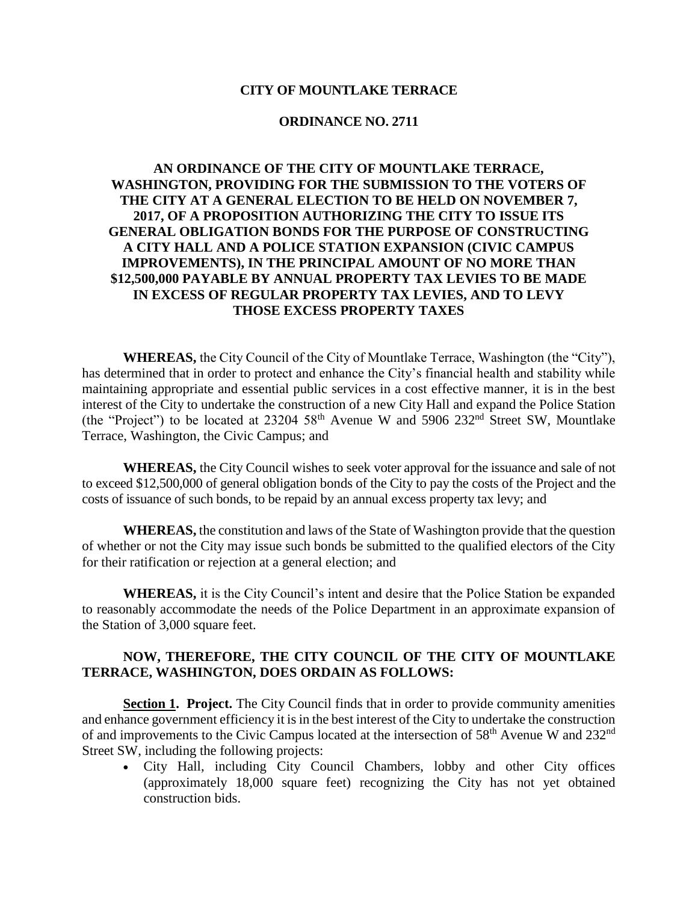# CITY OF MOUNTLAKE TERRACE

## ORDINANCE NO. 2711

### AN ORDINANCE OF THE CITY OF MOUNTLAKE TERRACE, WASHINGTON, PROVIDING FOR THE SUBMISSION TO THE VOTERS OF THE CITY AT A GENERAL ELECTION TO BE HELD ON NOVEMBER 7, 2017, OF A PROPOSITION AUTHORIZING THE CITY TO ISSUE ITS GENERAL OBLIGATION BONDS FOR THE PURPOSE OF CONSTRUCTING A CITY HALL AND A POLICE STATION EXPANSION (CIVIC CAMPUS IMPROVEMENTS), IN THE PRINCIPAL AMOUNT OF NO MORE THAN $12,500,000 PAYABLE BY ANNUAL PROPERTY TAX LEVIES TO BE MADE IN EXCESS OF REGULAR PROPERTY TAX LEVIES, AND TO LEVY THOSE EXCESS PROPERTY TAXES

**WHEREAS,** the City Council of the City of Mountlake Terrace, Washington (the "City"), has determined that in order to protect and enhance the City's financial health and stability while maintaining appropriate and essential public services in a cost effective manner, it is in the best interest of the City to undertake the construction of a new City Hall and expand the Police Station (the "Project") to be located at 23204 58th Avenue W and 5906 232nd Street SW, Mountlake Terrace, Washington, the Civic Campus; and

**WHEREAS,** the City Council wishes to seek voter approval for the issuance and sale of not to exceed $12,500,000 of general obligation bonds of the City to pay the costs of the Project and the costs of issuance of such bonds, to be repaid by an annual excess property tax levy; and

**WHEREAS,** the constitution and laws of the State of Washington provide that the question of whether or not the City may issue such bonds be submitted to the qualified electors of the City for their ratification or rejection at a general election; and

**WHEREAS,** it is the City Council's intent and desire that the Police Station be expanded to reasonably accommodate the needs of the Police Department in an approximate expansion of the Station of 3,000 square feet.

**NOW, THEREFORE, THE CITY COUNCIL OF THE CITY OF MOUNTLAKE TERRACE, WASHINGTON, DOES ORDAIN AS FOLLOWS:**

**Section 1. Project.** The City Council finds that in order to provide community amenities and enhance government efficiency it is in the best interest of the City to undertake the construction of and improvements to the Civic Campus located at the intersection of 58th Avenue W and 232nd Street SW, including the following projects:

- City Hall, including City Council Chambers, lobby and other City offices (approximately 18,000 square feet) recognizing the City has not yet obtained construction bids.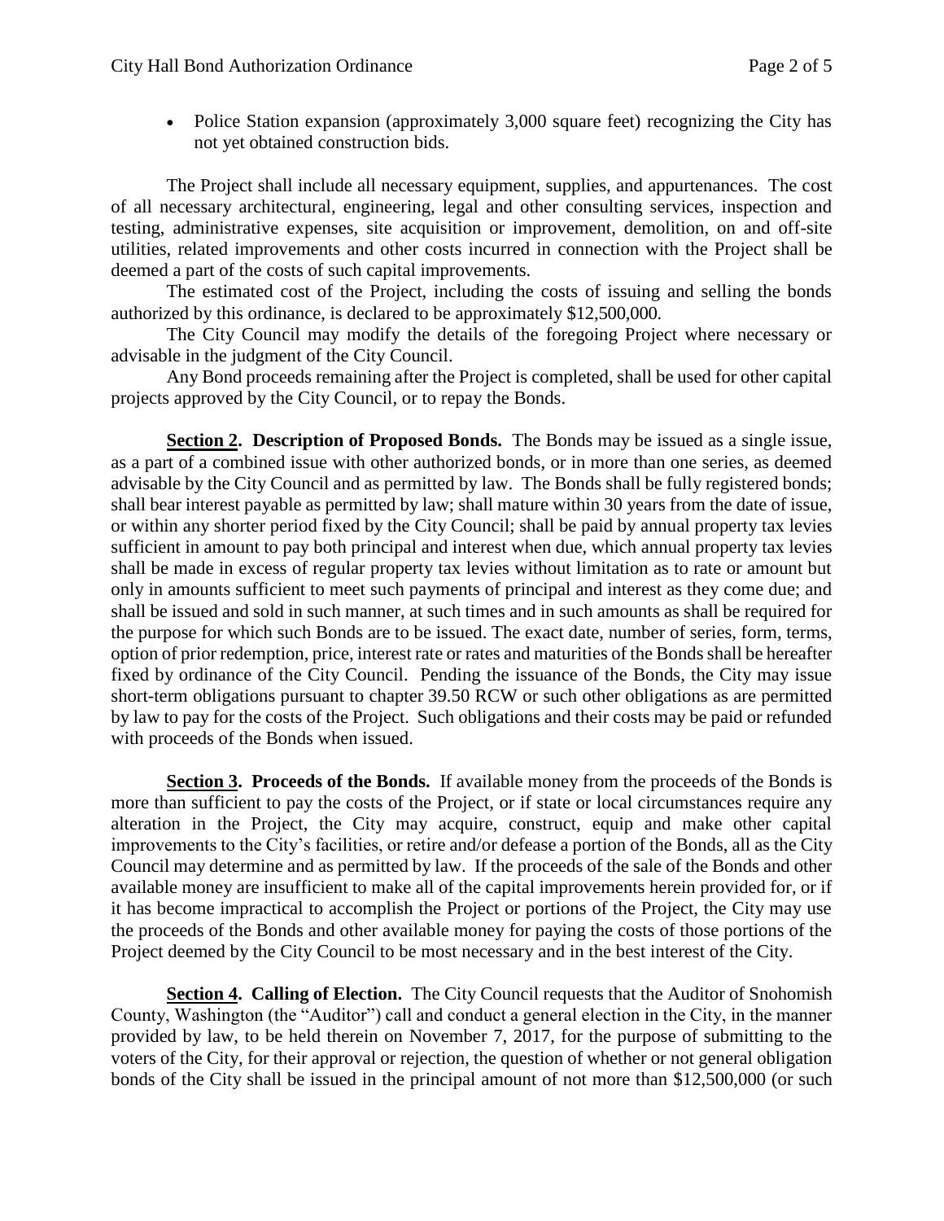- Police Station expansion (approximately 3,000 square feet) recognizing the City has not yet obtained construction bids.

The Project shall include all necessary equipment, supplies, and appurtenances. The cost of all necessary architectural, engineering, legal and other consulting services, inspection and testing, administrative expenses, site acquisition or improvement, demolition, on and off-site utilities, related improvements and other costs incurred in connection with the Project shall be deemed a part of the costs of such capital improvements.

The estimated cost of the Project, including the costs of issuing and selling the bonds authorized by this ordinance, is declared to be approximately $12,500,000.

The City Council may modify the details of the foregoing Project where necessary or advisable in the judgment of the City Council.

Any Bond proceeds remaining after the Project is completed, shall be used for other capital projects approved by the City Council, or to repay the Bonds.

**Section 2. Description of Proposed Bonds.** The Bonds may be issued as a single issue, as a part of a combined issue with other authorized bonds, or in more than one series, as deemed advisable by the City Council and as permitted by law. The Bonds shall be fully registered bonds; shall bear interest payable as permitted by law; shall mature within 30 years from the date of issue, or within any shorter period fixed by the City Council; shall be paid by annual property tax levies sufficient in amount to pay both principal and interest when due, which annual property tax levies shall be made in excess of regular property tax levies without limitation as to rate or amount but only in amounts sufficient to meet such payments of principal and interest as they come due; and shall be issued and sold in such manner, at such times and in such amounts as shall be required for the purpose for which such Bonds are to be issued. The exact date, number of series, form, terms, option of prior redemption, price, interest rate or rates and maturities of the Bonds shall be hereafter fixed by ordinance of the City Council. Pending the issuance of the Bonds, the City may issue short-term obligations pursuant to chapter 39.50 RCW or such other obligations as are permitted by law to pay for the costs of the Project. Such obligations and their costs may be paid or refunded with proceeds of the Bonds when issued.

**Section 3. Proceeds of the Bonds.** If available money from the proceeds of the Bonds is more than sufficient to pay the costs of the Project, or if state or local circumstances require any alteration in the Project, the City may acquire, construct, equip and make other capital improvements to the City's facilities, or retire and/or defease a portion of the Bonds, all as the City Council may determine and as permitted by law. If the proceeds of the sale of the Bonds and other available money are insufficient to make all of the capital improvements herein provided for, or if it has become impractical to accomplish the Project or portions of the Project, the City may use the proceeds of the Bonds and other available money for paying the costs of those portions of the Project deemed by the City Council to be most necessary and in the best interest of the City.

**Section 4. Calling of Election.** The City Council requests that the Auditor of Snohomish County, Washington (the "Auditor") call and conduct a general election in the City, in the manner provided by law, to be held therein on November 7, 2017, for the purpose of submitting to the voters of the City, for their approval or rejection, the question of whether or not general obligation bonds of the City shall be issued in the principal amount of not more than $12,500,000 (or such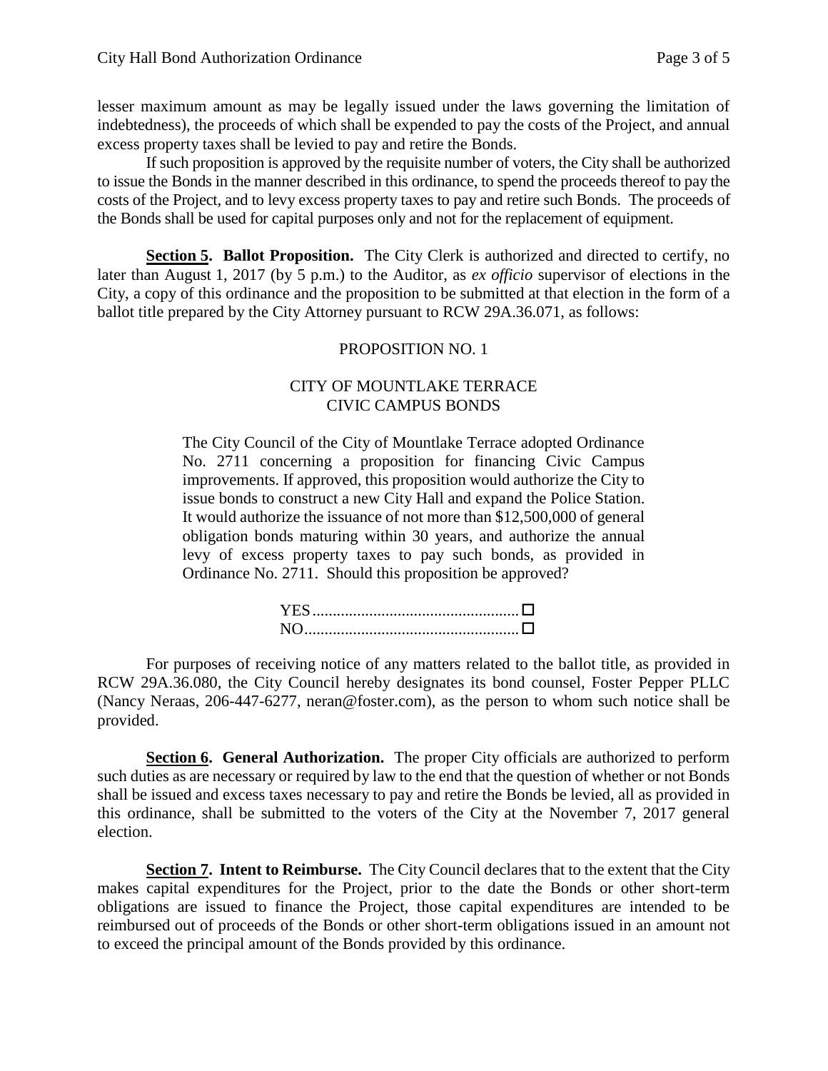lesser maximum amount as may be legally issued under the laws governing the limitation of indebtedness), the proceeds of which shall be expended to pay the costs of the Project, and annual excess property taxes shall be levied to pay and retire the Bonds.

If such proposition is approved by the requisite number of voters, the City shall be authorized to issue the Bonds in the manner described in this ordinance, to spend the proceeds thereof to pay the costs of the Project, and to levy excess property taxes to pay and retire such Bonds. The proceeds of the Bonds shall be used for capital purposes only and not for the replacement of equipment.

**Section 5. Ballot Proposition.** The City Clerk is authorized and directed to certify, no later than August 1, 2017 (by 5 p.m.) to the Auditor, as *ex officio* supervisor of elections in the City, a copy of this ordinance and the proposition to be submitted at that election in the form of a ballot title prepared by the City Attorney pursuant to RCW 29A.36.071, as follows:

PROPOSITION NO. 1

CITY OF MOUNTLAKE TERRACE
CIVIC CAMPUS BONDS

> The City Council of the City of Mountlake Terrace adopted Ordinance No. 2711 concerning a proposition for financing Civic Campus improvements. If approved, this proposition would authorize the City to issue bonds to construct a new City Hall and expand the Police Station. It would authorize the issuance of not more than $12,500,000 of general obligation bonds maturing within 30 years, and authorize the annual levy of excess property taxes to pay such bonds, as provided in Ordinance No. 2711. Should this proposition be approved?
>
> YES.................................................. ☐
> NO.................................................... ☐

For purposes of receiving notice of any matters related to the ballot title, as provided in RCW 29A.36.080, the City Council hereby designates its bond counsel, Foster Pepper PLLC (Nancy Neraas, 206-447-6277, neran@foster.com), as the person to whom such notice shall be provided.

**Section 6. General Authorization.** The proper City officials are authorized to perform such duties as are necessary or required by law to the end that the question of whether or not Bonds shall be issued and excess taxes necessary to pay and retire the Bonds be levied, all as provided in this ordinance, shall be submitted to the voters of the City at the November 7, 2017 general election.

**Section 7. Intent to Reimburse.** The City Council declares that to the extent that the City makes capital expenditures for the Project, prior to the date the Bonds or other short-term obligations are issued to finance the Project, those capital expenditures are intended to be reimbursed out of proceeds of the Bonds or other short-term obligations issued in an amount not to exceed the principal amount of the Bonds provided by this ordinance.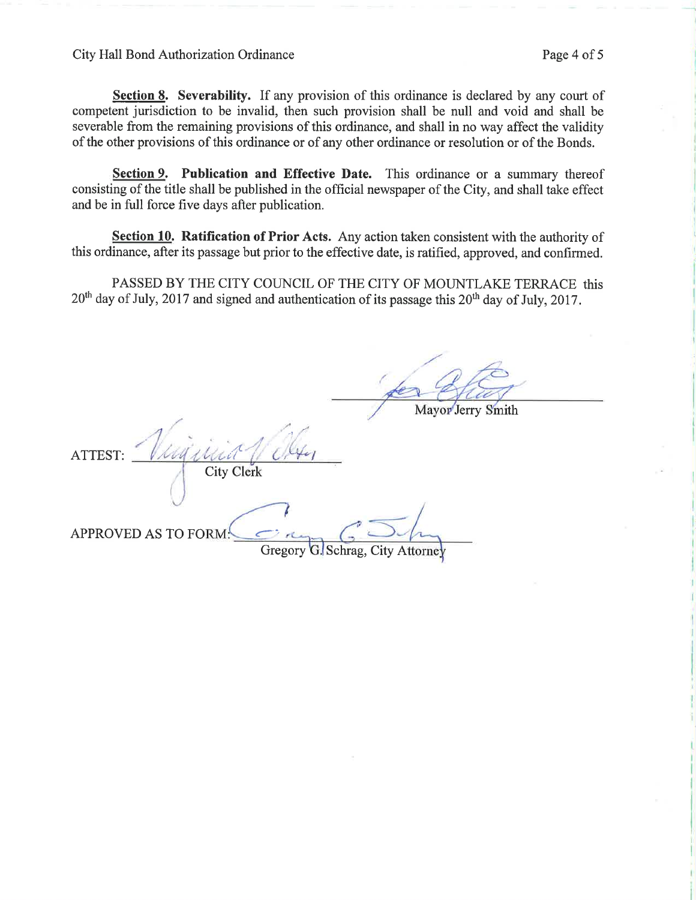**Section 8.** **Severability.** If any provision of this ordinance is declared by any court of competent jurisdiction to be invalid, then such provision shall be null and void and shall be severable from the remaining provisions of this ordinance, and shall in no way affect the validity of the other provisions of this ordinance or of any other ordinance or resolution or of the Bonds.

**Section 9.** **Publication and Effective Date.** This ordinance or a summary thereof consisting of the title shall be published in the official newspaper of the City, and shall take effect and be in full force five days after publication.

**Section 10.** **Ratification of Prior Acts.** Any action taken consistent with the authority of this ordinance, after its passage but prior to the effective date, is ratified, approved, and confirmed.

PASSED BY THE CITY COUNCIL OF THE CITY OF MOUNTLAKE TERRACE this 20th day of July, 2017 and signed and authentication of its passage this 20th day of July, 2017.

Mayor Jerry Smith

ATTEST:

City Clerk

APPROVED AS TO FORM:

Gregory G. Schrag, City Attorney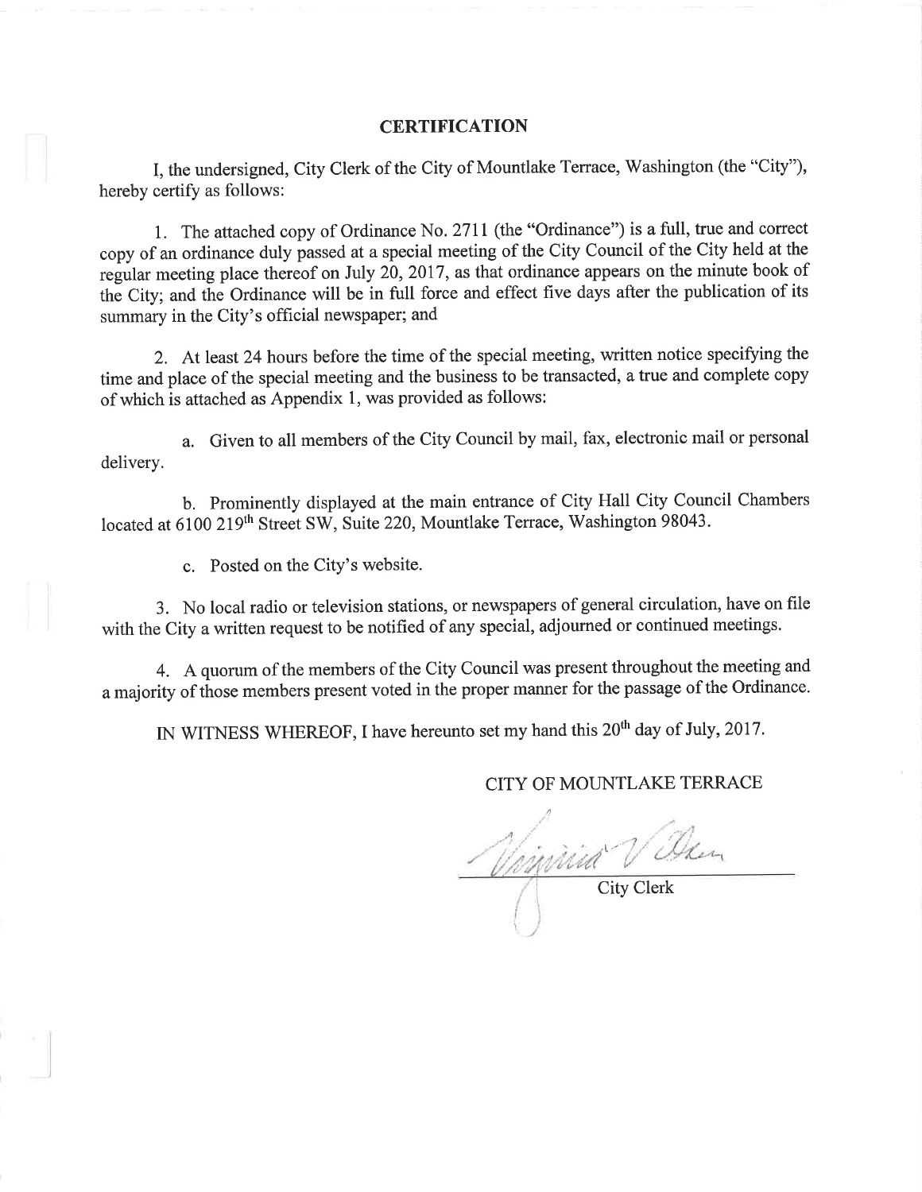## CERTIFICATION

I, the undersigned, City Clerk of the City of Mountlake Terrace, Washington (the "City"), hereby certify as follows:

1. The attached copy of Ordinance No. 2711 (the "Ordinance") is a full, true and correct copy of an ordinance duly passed at a special meeting of the City Council of the City held at the regular meeting place thereof on July 20, 2017, as that ordinance appears on the minute book of the City; and the Ordinance will be in full force and effect five days after the publication of its summary in the City's official newspaper; and

2. At least 24 hours before the time of the special meeting, written notice specifying the time and place of the special meeting and the business to be transacted, a true and complete copy of which is attached as Appendix 1, was provided as follows:

   a. Given to all members of the City Council by mail, fax, electronic mail or personal delivery.

   b. Prominently displayed at the main entrance of City Hall City Council Chambers located at 6100 219th Street SW, Suite 220, Mountlake Terrace, Washington 98043.

   c. Posted on the City's website.

3. No local radio or television stations, or newspapers of general circulation, have on file with the City a written request to be notified of any special, adjourned or continued meetings.

4. A quorum of the members of the City Council was present throughout the meeting and a majority of those members present voted in the proper manner for the passage of the Ordinance.

IN WITNESS WHEREOF, I have hereunto set my hand this 20th day of July, 2017.

CITY OF MOUNTLAKE TERRACE

Virginia V Olsen

City Clerk